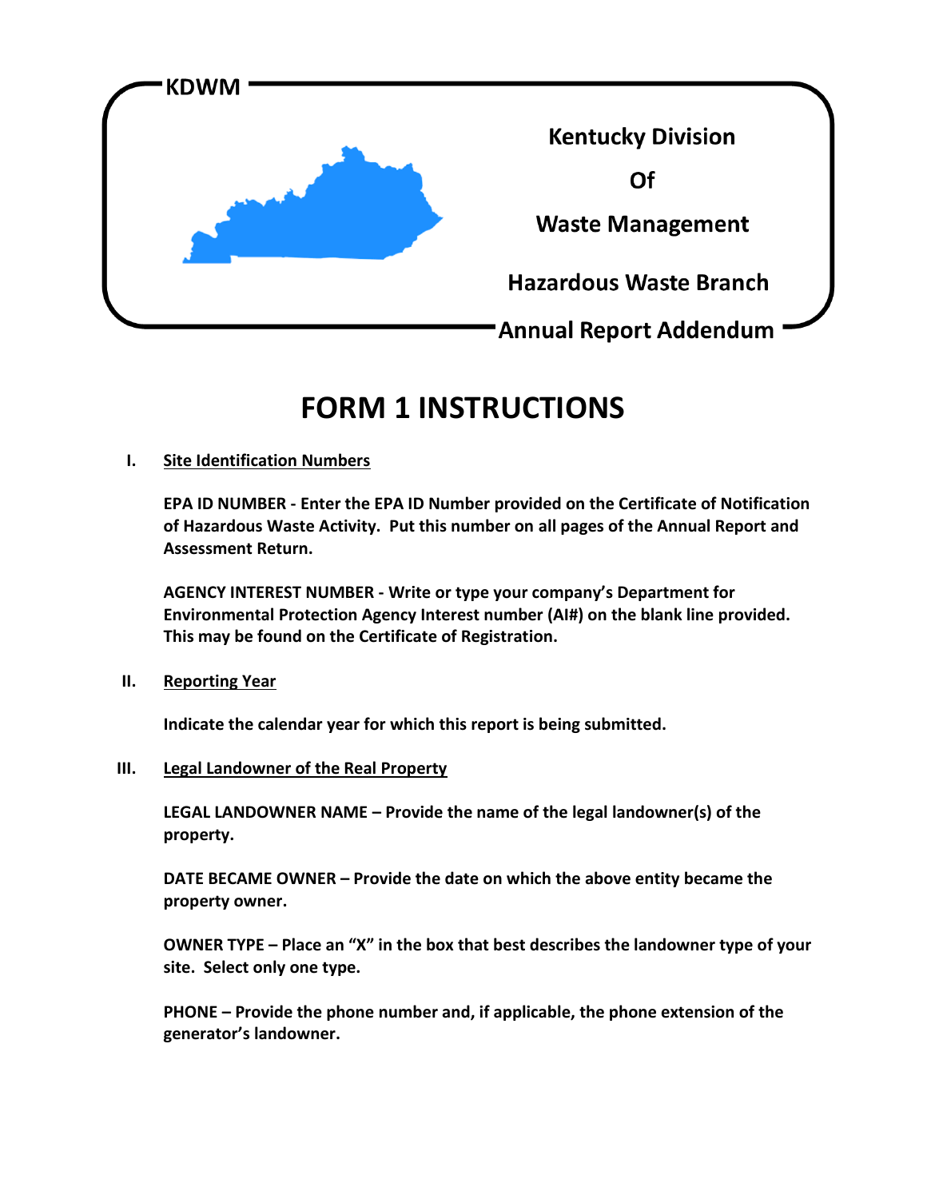KDWM

Kentucky Division

Of

Waste Management

Hazardous Waste Branch

Annual Report Addendum

# FORM 1 INSTRUCTIONS

## I. Site Identification Numbers

**EPA ID NUMBER - Enter the EPA ID Number provided on the Certificate of Notification of Hazardous Waste Activity. Put this number on all pages of the Annual Report and Assessment Return.**

**AGENCY INTEREST NUMBER - Write or type your company's Department for Environmental Protection Agency Interest number (AI#) on the blank line provided. This may be found on the Certificate of Registration.**

## II. Reporting Year

**Indicate the calendar year for which this report is being submitted.**

## III. Legal Landowner of the Real Property

**LEGAL LANDOWNER NAME – Provide the name of the legal landowner(s) of the property.**

**DATE BECAME OWNER – Provide the date on which the above entity became the property owner.**

**OWNER TYPE – Place an "X" in the box that best describes the landowner type of your site. Select only one type.**

**PHONE – Provide the phone number and, if applicable, the phone extension of the generator's landowner.**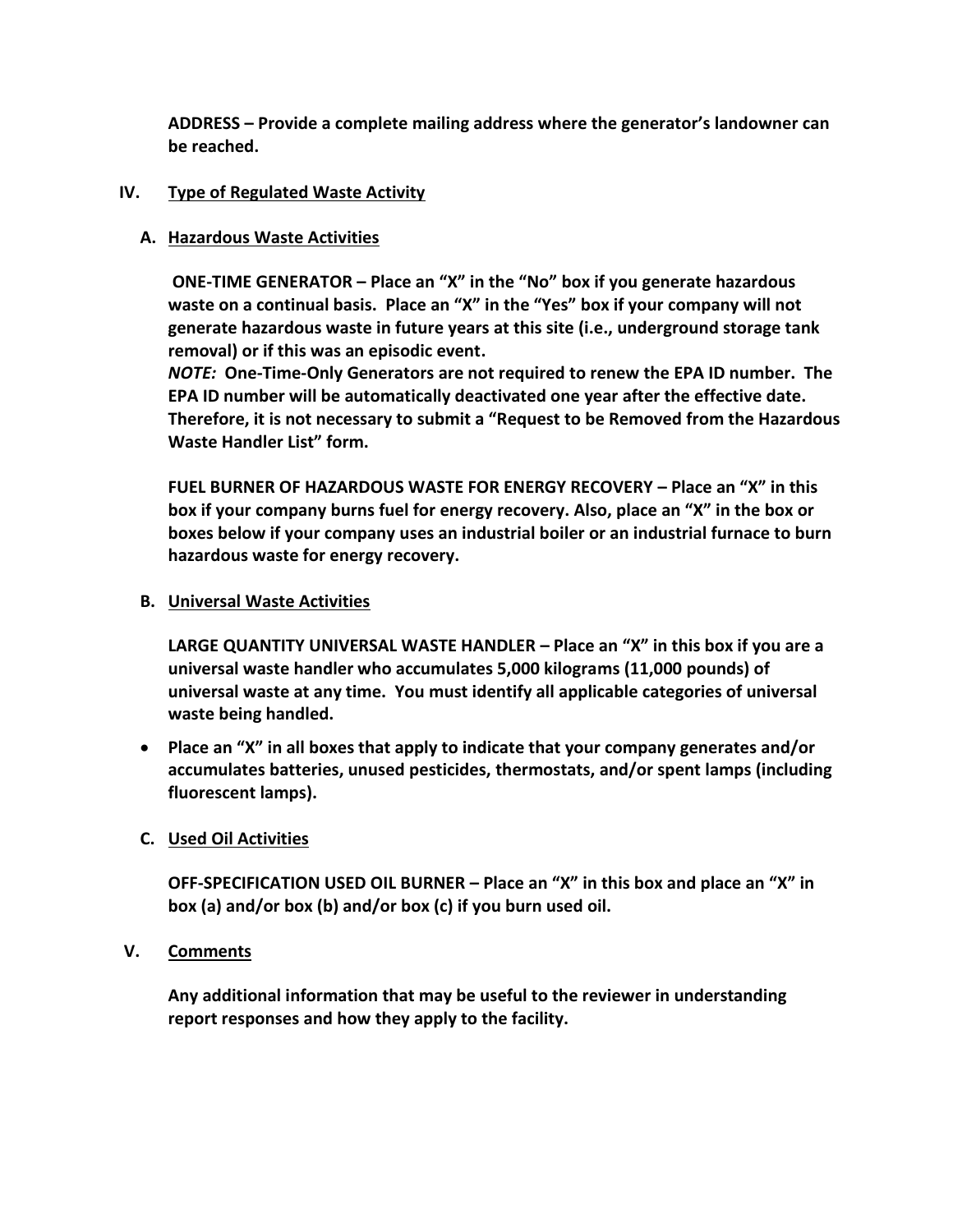**ADDRESS – Provide a complete mailing address where the generator's landowner can be reached.**

## IV. Type of Regulated Waste Activity

### A. Hazardous Waste Activities

**ONE-TIME GENERATOR – Place an "X" in the "No" box if you generate hazardous waste on a continual basis. Place an "X" in the "Yes" box if your company will not generate hazardous waste in future years at this site (i.e., underground storage tank removal) or if this was an episodic event.**

***NOTE:*** **One-Time-Only Generators are not required to renew the EPA ID number. The EPA ID number will be automatically deactivated one year after the effective date. Therefore, it is not necessary to submit a "Request to be Removed from the Hazardous Waste Handler List" form.**

**FUEL BURNER OF HAZARDOUS WASTE FOR ENERGY RECOVERY – Place an "X" in this box if your company burns fuel for energy recovery. Also, place an "X" in the box or boxes below if your company uses an industrial boiler or an industrial furnace to burn hazardous waste for energy recovery.**

### B. Universal Waste Activities

**LARGE QUANTITY UNIVERSAL WASTE HANDLER – Place an "X" in this box if you are a universal waste handler who accumulates 5,000 kilograms (11,000 pounds) of universal waste at any time. You must identify all applicable categories of universal waste being handled.**

- **Place an "X" in all boxes that apply to indicate that your company generates and/or accumulates batteries, unused pesticides, thermostats, and/or spent lamps (including fluorescent lamps).**

### C. Used Oil Activities

**OFF-SPECIFICATION USED OIL BURNER – Place an "X" in this box and place an "X" in box (a) and/or box (b) and/or box (c) if you burn used oil.**

## V. Comments

**Any additional information that may be useful to the reviewer in understanding report responses and how they apply to the facility.**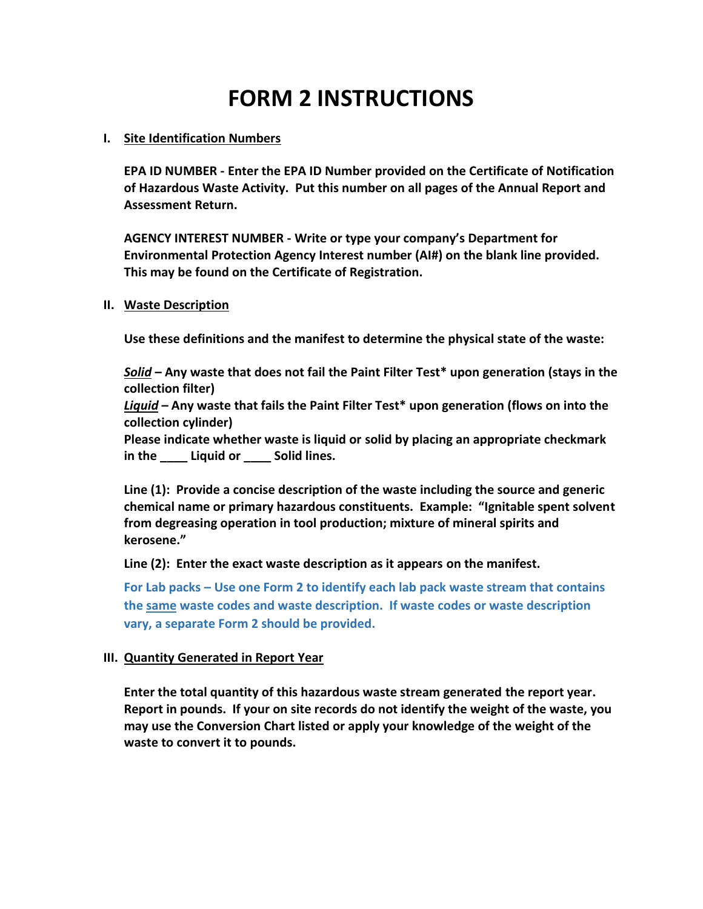# FORM 2 INSTRUCTIONS

## I. Site Identification Numbers

**EPA ID NUMBER - Enter the EPA ID Number provided on the Certificate of Notification of Hazardous Waste Activity. Put this number on all pages of the Annual Report and Assessment Return.**

**AGENCY INTEREST NUMBER - Write or type your company's Department for Environmental Protection Agency Interest number (AI#) on the blank line provided. This may be found on the Certificate of Registration.**

## II. Waste Description

**Use these definitions and the manifest to determine the physical state of the waste:**

***Solid*** **– Any waste that does not fail the Paint Filter Test* upon generation (stays in the collection filter)**
***Liquid*** **– Any waste that fails the Paint Filter Test* upon generation (flows on into the collection cylinder)**
**Please indicate whether waste is liquid or solid by placing an appropriate checkmark in the ____ Liquid or ____ Solid lines.**

**Line (1): Provide a concise description of the waste including the source and generic chemical name or primary hazardous constituents. Example: "Ignitable spent solvent from degreasing operation in tool production; mixture of mineral spirits and kerosene."**

**Line (2): Enter the exact waste description as it appears on the manifest.**

**For Lab packs – Use one Form 2 to identify each lab pack waste stream that contains the same waste codes and waste description. If waste codes or waste description vary, a separate Form 2 should be provided.**

## III. Quantity Generated in Report Year

**Enter the total quantity of this hazardous waste stream generated the report year. Report in pounds. If your on site records do not identify the weight of the waste, you may use the Conversion Chart listed or apply your knowledge of the weight of the waste to convert it to pounds.**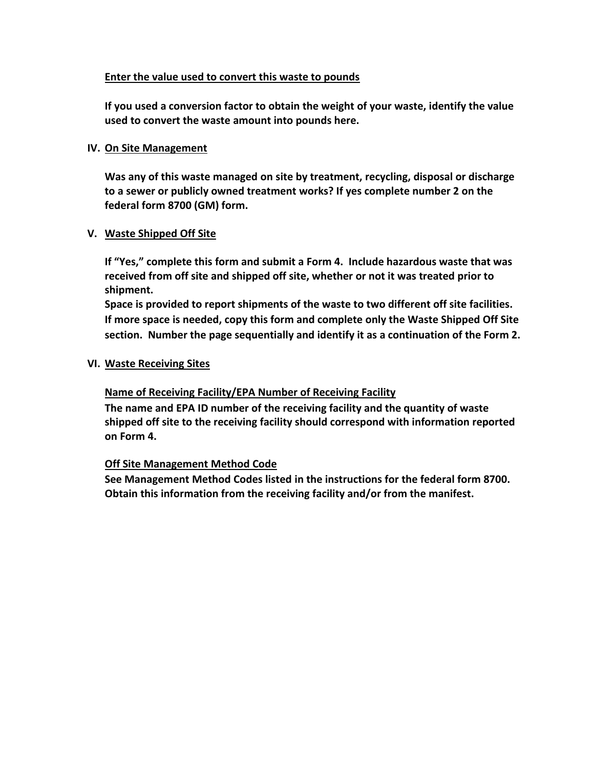**Enter the value used to convert this waste to pounds**

**If you used a conversion factor to obtain the weight of your waste, identify the value used to convert the waste amount into pounds here.**

## IV. On Site Management

**Was any of this waste managed on site by treatment, recycling, disposal or discharge to a sewer or publicly owned treatment works? If yes complete number 2 on the federal form 8700 (GM) form.**

## V. Waste Shipped Off Site

**If "Yes," complete this form and submit a Form 4. Include hazardous waste that was received from off site and shipped off site, whether or not it was treated prior to shipment.**

**Space is provided to report shipments of the waste to two different off site facilities. If more space is needed, copy this form and complete only the Waste Shipped Off Site section. Number the page sequentially and identify it as a continuation of the Form 2.**

## VI. Waste Receiving Sites

**Name of Receiving Facility/EPA Number of Receiving Facility**

**The name and EPA ID number of the receiving facility and the quantity of waste shipped off site to the receiving facility should correspond with information reported on Form 4.**

**Off Site Management Method Code**

**See Management Method Codes listed in the instructions for the federal form 8700. Obtain this information from the receiving facility and/or from the manifest.**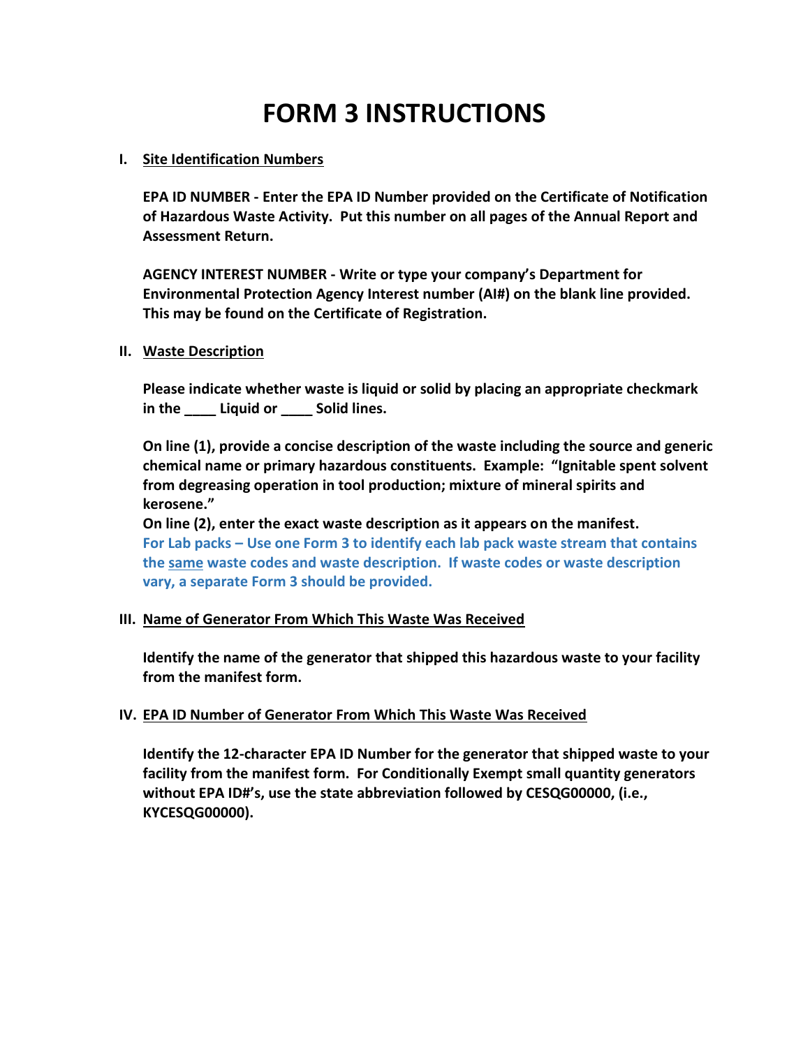# FORM 3 INSTRUCTIONS

**I. Site Identification Numbers**

**EPA ID NUMBER - Enter the EPA ID Number provided on the Certificate of Notification of Hazardous Waste Activity. Put this number on all pages of the Annual Report and Assessment Return.**

**AGENCY INTEREST NUMBER - Write or type your company's Department for Environmental Protection Agency Interest number (AI#) on the blank line provided. This may be found on the Certificate of Registration.**

**II. Waste Description**

**Please indicate whether waste is liquid or solid by placing an appropriate checkmark in the ____ Liquid or ____ Solid lines.**

**On line (1), provide a concise description of the waste including the source and generic chemical name or primary hazardous constituents. Example: "Ignitable spent solvent from degreasing operation in tool production; mixture of mineral spirits and kerosene."**

**On line (2), enter the exact waste description as it appears on the manifest.**

**For Lab packs – Use one Form 3 to identify each lab pack waste stream that contains the same waste codes and waste description. If waste codes or waste description vary, a separate Form 3 should be provided.**

**III. Name of Generator From Which This Waste Was Received**

**Identify the name of the generator that shipped this hazardous waste to your facility from the manifest form.**

**IV. EPA ID Number of Generator From Which This Waste Was Received**

**Identify the 12-character EPA ID Number for the generator that shipped waste to your facility from the manifest form. For Conditionally Exempt small quantity generators without EPA ID#'s, use the state abbreviation followed by CESQG00000, (i.e., KYCESQG00000).**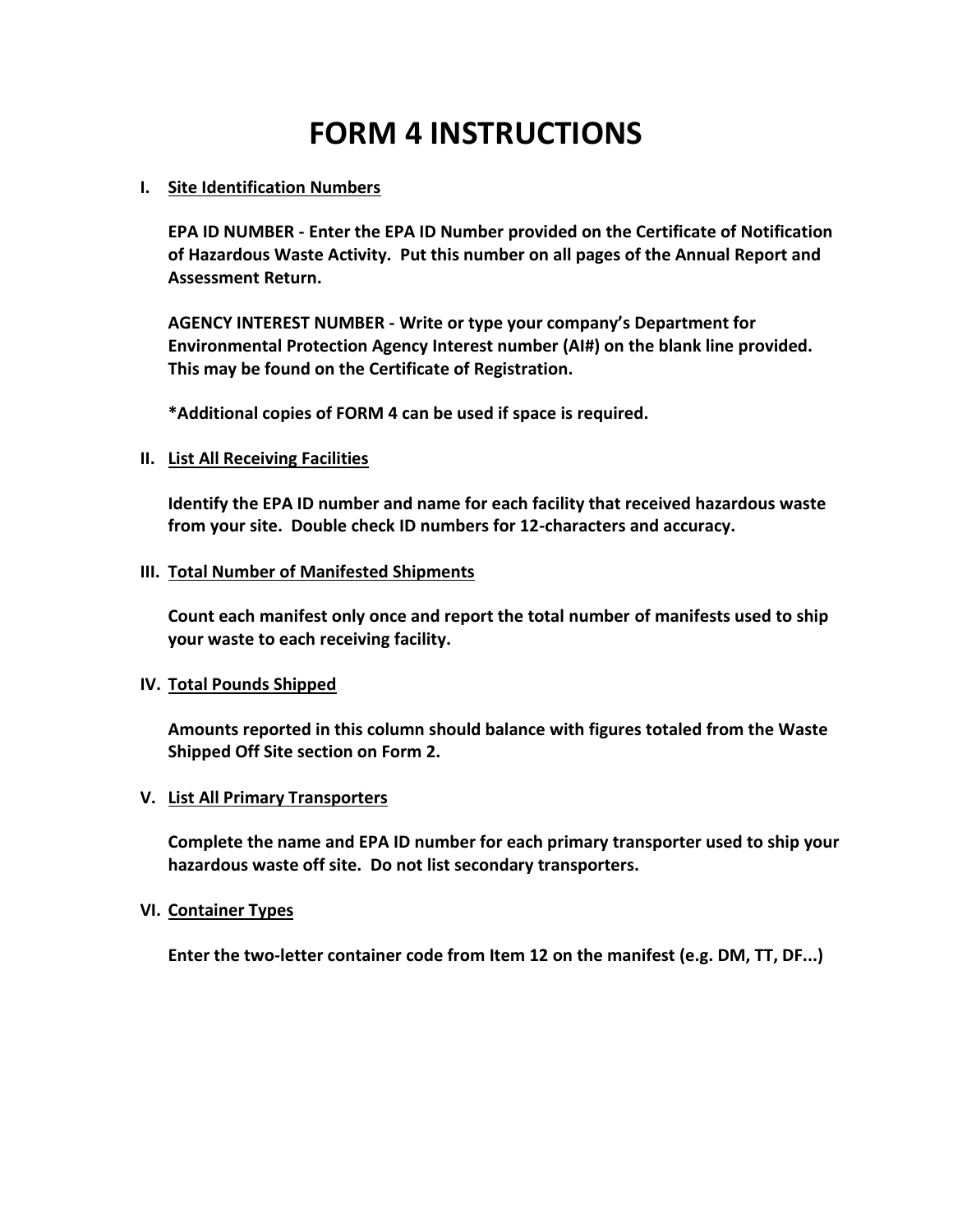# FORM 4 INSTRUCTIONS

**I. <u>Site Identification Numbers</u>**

**EPA ID NUMBER - Enter the EPA ID Number provided on the Certificate of Notification of Hazardous Waste Activity. Put this number on all pages of the Annual Report and Assessment Return.**

**AGENCY INTEREST NUMBER - Write or type your company's Department for Environmental Protection Agency Interest number (AI#) on the blank line provided. This may be found on the Certificate of Registration.**

***Additional copies of FORM 4 can be used if space is required.**

**II. <u>List All Receiving Facilities</u>**

**Identify the EPA ID number and name for each facility that received hazardous waste from your site. Double check ID numbers for 12-characters and accuracy.**

**III. <u>Total Number of Manifested Shipments</u>**

**Count each manifest only once and report the total number of manifests used to ship your waste to each receiving facility.**

**IV. <u>Total Pounds Shipped</u>**

**Amounts reported in this column should balance with figures totaled from the Waste Shipped Off Site section on Form 2.**

**V. <u>List All Primary Transporters</u>**

**Complete the name and EPA ID number for each primary transporter used to ship your hazardous waste off site. Do not list secondary transporters.**

**VI. <u>Container Types</u>**

**Enter the two-letter container code from Item 12 on the manifest (e.g. DM, TT, DF...)**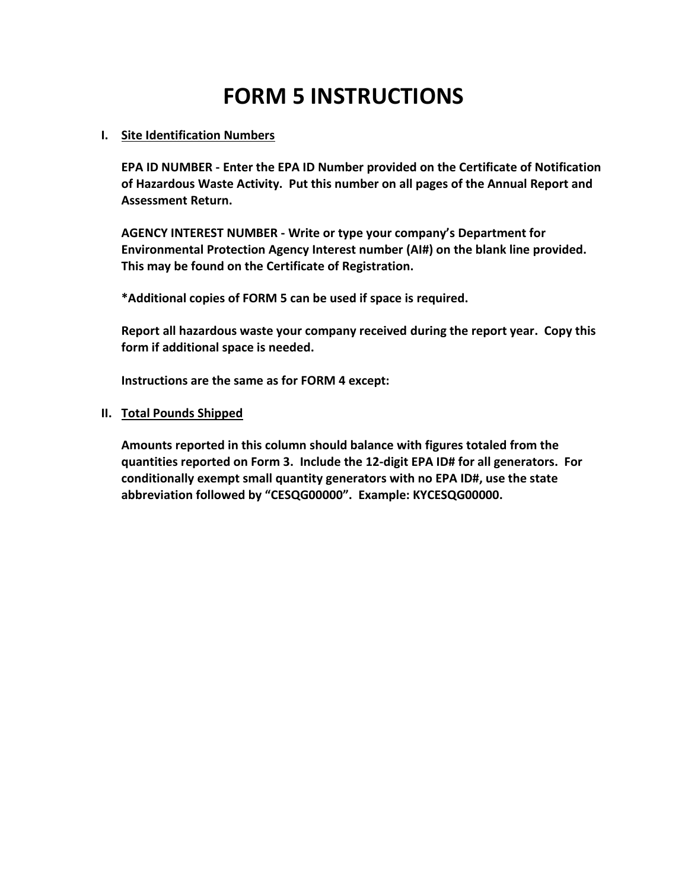# FORM 5 INSTRUCTIONS

**I. <u>Site Identification Numbers</u>**

**EPA ID NUMBER - Enter the EPA ID Number provided on the Certificate of Notification of Hazardous Waste Activity. Put this number on all pages of the Annual Report and Assessment Return.**

**AGENCY INTEREST NUMBER - Write or type your company's Department for Environmental Protection Agency Interest number (AI#) on the blank line provided. This may be found on the Certificate of Registration.**

**\*Additional copies of FORM 5 can be used if space is required.**

**Report all hazardous waste your company received during the report year. Copy this form if additional space is needed.**

**Instructions are the same as for FORM 4 except:**

**II. <u>Total Pounds Shipped</u>**

**Amounts reported in this column should balance with figures totaled from the quantities reported on Form 3. Include the 12-digit EPA ID# for all generators. For conditionally exempt small quantity generators with no EPA ID#, use the state abbreviation followed by "CESQG00000". Example: KYCESQG00000.**